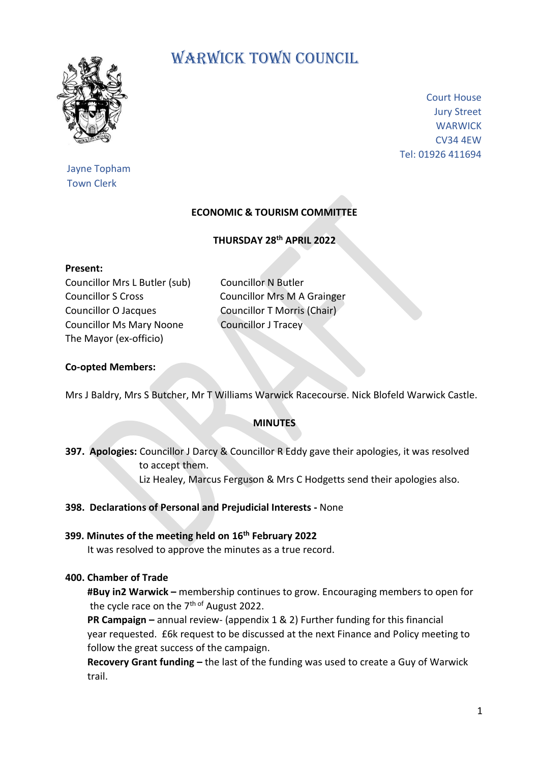# WARWICK TOWN COUNCIL

Court House
Jury Street
WARWICK
CV34 4EW
Tel: 01926 411694

Jayne Topham
Town Clerk

**ECONOMIC & TOURISM COMMITTEE**

**THURSDAY 28th APRIL 2022**

**Present:**

Councillor Mrs L Butler (sub)
Councillor N Butler
Councillor S Cross
Councillor Mrs M A Grainger
Councillor O Jacques
Councillor T Morris (Chair)
Councillor Ms Mary Noone
Councillor J Tracey
The Mayor (ex-officio)

**Co-opted Members:**

Mrs J Baldry, Mrs S Butcher, Mr T Williams Warwick Racecourse. Nick Blofeld Warwick Castle.

**MINUTES**

**397. Apologies:** Councillor J Darcy & Councillor R Eddy gave their apologies, it was resolved to accept them.
Liz Healey, Marcus Ferguson & Mrs C Hodgetts send their apologies also.

**398. Declarations of Personal and Prejudicial Interests -** None

**399. Minutes of the meeting held on 16th February 2022**
It was resolved to approve the minutes as a true record.

**400. Chamber of Trade**

**#Buy in2 Warwick –** membership continues to grow. Encouraging members to open for the cycle race on the 7th of August 2022.

**PR Campaign –** annual review- (appendix 1 & 2) Further funding for this financial year requested. £6k request to be discussed at the next Finance and Policy meeting to follow the great success of the campaign.

**Recovery Grant funding –** the last of the funding was used to create a Guy of Warwick trail.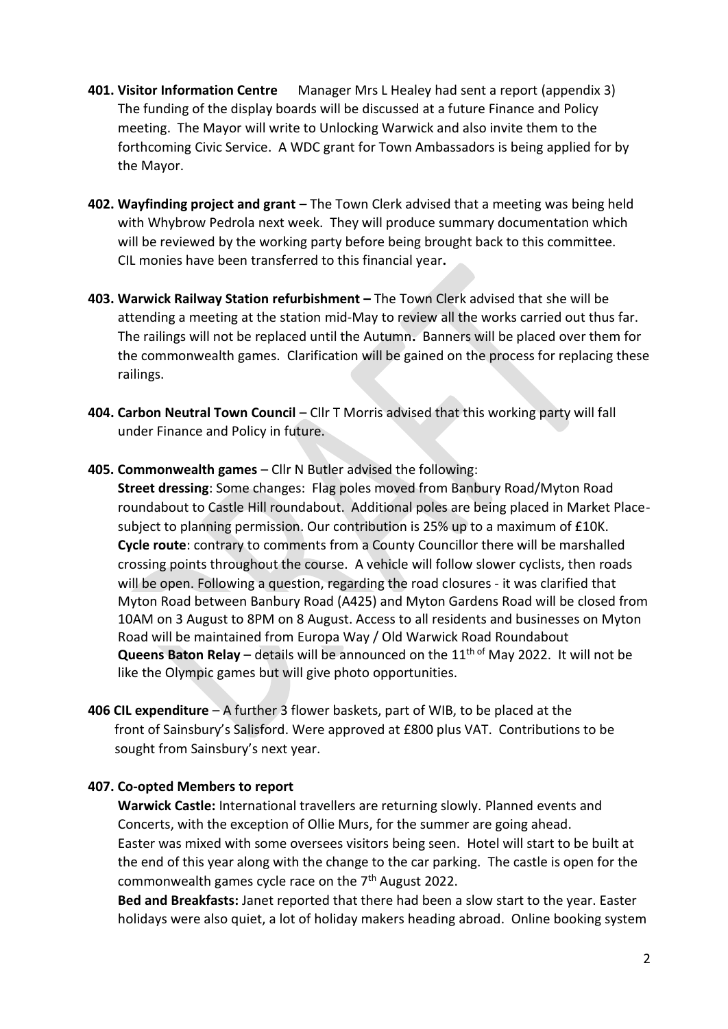**401. Visitor Information Centre** Manager Mrs L Healey had sent a report (appendix 3) The funding of the display boards will be discussed at a future Finance and Policy meeting. The Mayor will write to Unlocking Warwick and also invite them to the forthcoming Civic Service. A WDC grant for Town Ambassadors is being applied for by the Mayor.

**402. Wayfinding project and grant –** The Town Clerk advised that a meeting was being held with Whybrow Pedrola next week. They will produce summary documentation which will be reviewed by the working party before being brought back to this committee. CIL monies have been transferred to this financial year**.**

**403. Warwick Railway Station refurbishment –** The Town Clerk advised that she will be attending a meeting at the station mid-May to review all the works carried out thus far. The railings will not be replaced until the Autumn**.** Banners will be placed over them for the commonwealth games. Clarification will be gained on the process for replacing these railings.

**404. Carbon Neutral Town Council** – Cllr T Morris advised that this working party will fall under Finance and Policy in future.

**405. Commonwealth games** – Cllr N Butler advised the following:
**Street dressing**: Some changes: Flag poles moved from Banbury Road/Myton Road roundabout to Castle Hill roundabout. Additional poles are being placed in Market Place- subject to planning permission. Our contribution is 25% up to a maximum of £10K.
**Cycle route**: contrary to comments from a County Councillor there will be marshalled crossing points throughout the course. A vehicle will follow slower cyclists, then roads will be open. Following a question, regarding the road closures - it was clarified that Myton Road between Banbury Road (A425) and Myton Gardens Road will be closed from 10AM on 3 August to 8PM on 8 August. Access to all residents and businesses on Myton Road will be maintained from Europa Way / Old Warwick Road Roundabout
**Queens Baton Relay** – details will be announced on the 11th of May 2022. It will not be like the Olympic games but will give photo opportunities.

**406 CIL expenditure** – A further 3 flower baskets, part of WIB, to be placed at the front of Sainsbury's Salisford. Were approved at £800 plus VAT. Contributions to be sought from Sainsbury's next year.

**407. Co-opted Members to report**

**Warwick Castle:** International travellers are returning slowly. Planned events and Concerts, with the exception of Ollie Murs, for the summer are going ahead. Easter was mixed with some oversees visitors being seen. Hotel will start to be built at the end of this year along with the change to the car parking. The castle is open for the commonwealth games cycle race on the 7th August 2022.

**Bed and Breakfasts:** Janet reported that there had been a slow start to the year. Easter holidays were also quiet, a lot of holiday makers heading abroad. Online booking system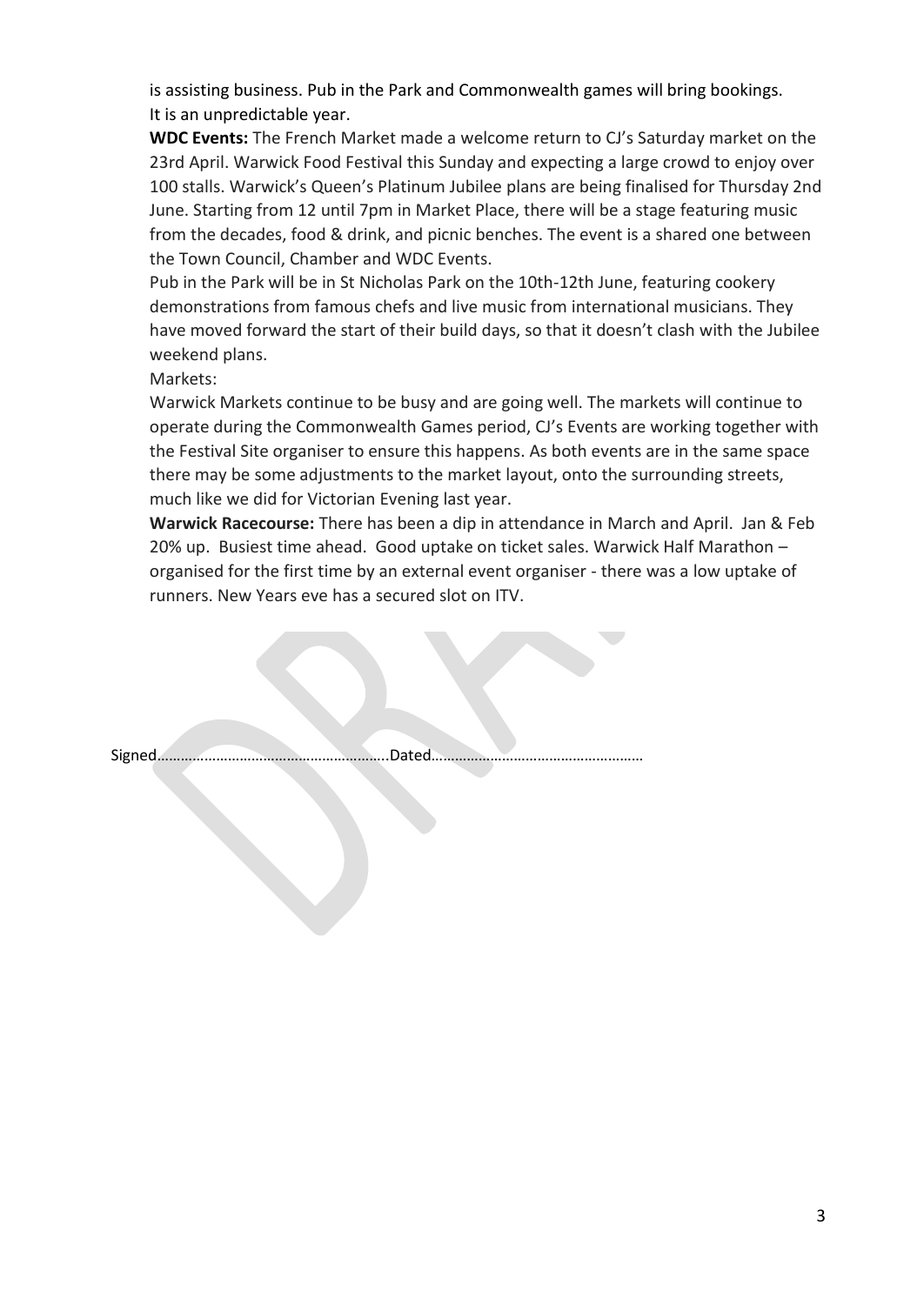is assisting business. Pub in the Park and Commonwealth games will bring bookings. It is an unpredictable year.

**WDC Events:** The French Market made a welcome return to CJ's Saturday market on the 23rd April. Warwick Food Festival this Sunday and expecting a large crowd to enjoy over 100 stalls. Warwick's Queen's Platinum Jubilee plans are being finalised for Thursday 2nd June. Starting from 12 until 7pm in Market Place, there will be a stage featuring music from the decades, food & drink, and picnic benches. The event is a shared one between the Town Council, Chamber and WDC Events.

Pub in the Park will be in St Nicholas Park on the 10th-12th June, featuring cookery demonstrations from famous chefs and live music from international musicians. They have moved forward the start of their build days, so that it doesn't clash with the Jubilee weekend plans.

Markets:

Warwick Markets continue to be busy and are going well. The markets will continue to operate during the Commonwealth Games period, CJ's Events are working together with the Festival Site organiser to ensure this happens. As both events are in the same space there may be some adjustments to the market layout, onto the surrounding streets, much like we did for Victorian Evening last year.

**Warwick Racecourse:** There has been a dip in attendance in March and April. Jan & Feb 20% up. Busiest time ahead. Good uptake on ticket sales. Warwick Half Marathon – organised for the first time by an external event organiser - there was a low uptake of runners. New Years eve has a secured slot on ITV.

Signed…………………………………………………..Dated……………………………………………